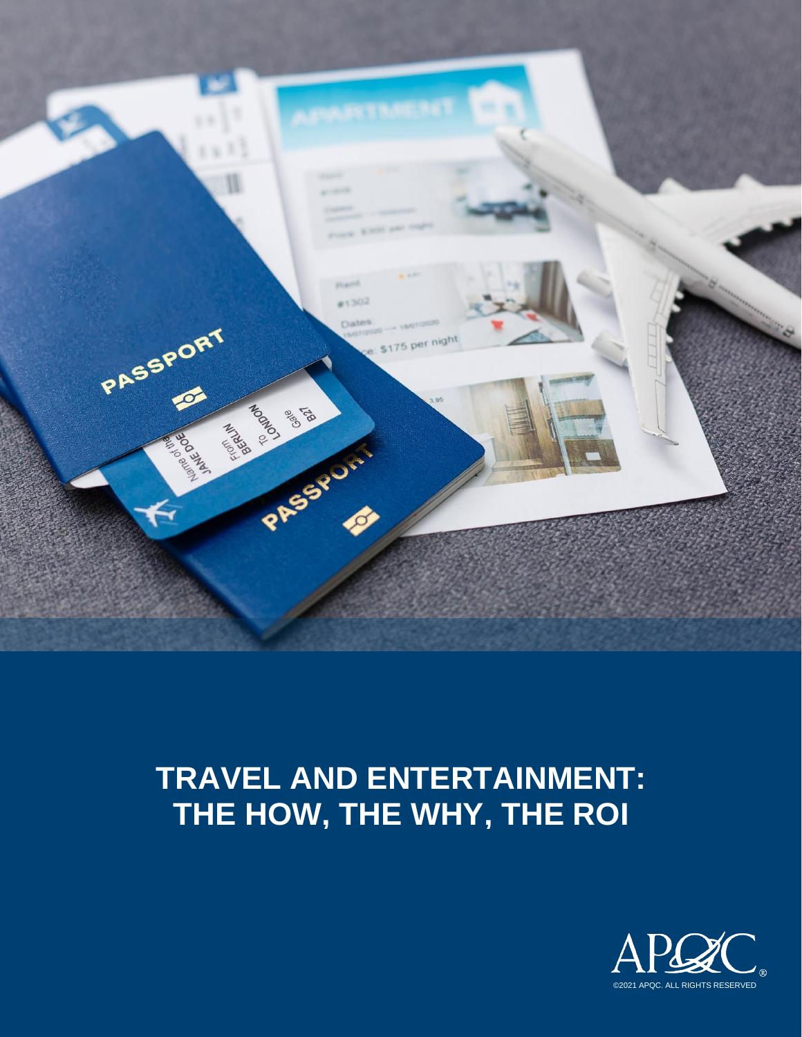# TRAVEL AND ENTERTAINMENT: THE HOW, THE WHY, THE ROI

©2021 APQC. ALL RIGHTS RESERVED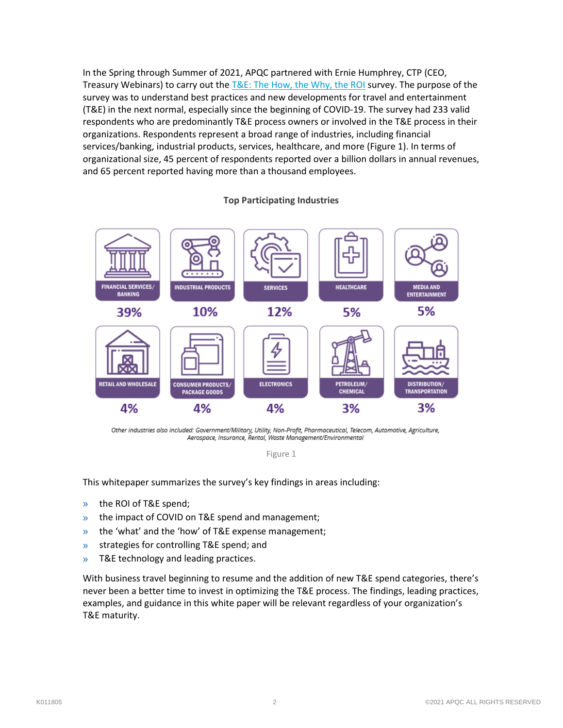In the Spring through Summer of 2021, APQC partnered with Ernie Humphrey, CTP (CEO, Treasury Webinars) to carry out the T&E: The How, the Why, the ROI survey. The purpose of the survey was to understand best practices and new developments for travel and entertainment (T&E) in the next normal, especially since the beginning of COVID-19. The survey had 233 valid respondents who are predominantly T&E process owners or involved in the T&E process in their organizations. Respondents represent a broad range of industries, including financial services/banking, industrial products, services, healthcare, and more (Figure 1). In terms of organizational size, 45 percent of respondents reported over a billion dollars in annual revenues, and 65 percent reported having more than a thousand employees.

**Top Participating Industries**

| Industry | Percentage |
|---|---|
| Financial Services/Banking | 39% |
| Industrial Products | 10% |
| Services | 12% |
| Healthcare | 5% |
| Media and Entertainment | 5% |
| Retail and Wholesale | 4% |
| Consumer Products/Package Goods | 4% |
| Electronics | 4% |
| Petroleum/Chemical | 3% |
| Distribution/Transportation | 3% |

*Other industries also included: Government/Military, Utility, Non-Profit, Pharmaceutical, Telecom, Automotive, Agriculture, Aerospace, Insurance, Rental, Waste Management/Environmental*

Figure 1

This whitepaper summarizes the survey's key findings in areas including:

- the ROI of T&E spend;
- the impact of COVID on T&E spend and management;
- the 'what' and the 'how' of T&E expense management;
- strategies for controlling T&E spend; and
- T&E technology and leading practices.

With business travel beginning to resume and the addition of new T&E spend categories, there's never been a better time to invest in optimizing the T&E process. The findings, leading practices, examples, and guidance in this white paper will be relevant regardless of your organization's T&E maturity.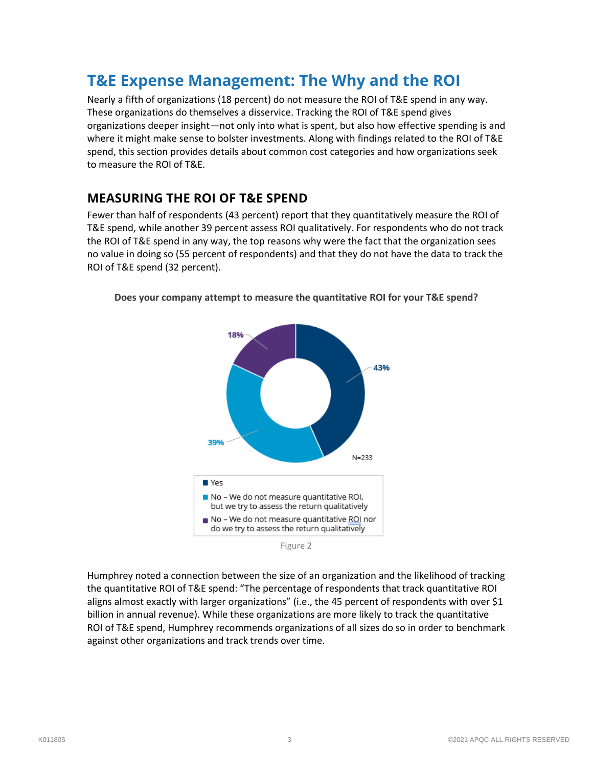# T&E Expense Management: The Why and the ROI

Nearly a fifth of organizations (18 percent) do not measure the ROI of T&E spend in any way. These organizations do themselves a disservice. Tracking the ROI of T&E spend gives organizations deeper insight—not only into what is spent, but also how effective spending is and where it might make sense to bolster investments. Along with findings related to the ROI of T&E spend, this section provides details about common cost categories and how organizations seek to measure the ROI of T&E.

## MEASURING THE ROI OF T&E SPEND

Fewer than half of respondents (43 percent) report that they quantitatively measure the ROI of T&E spend, while another 39 percent assess ROI qualitatively. For respondents who do not track the ROI of T&E spend in any way, the top reasons why were the fact that the organization sees no value in doing so (55 percent of respondents) and that they do not have the data to track the ROI of T&E spend (32 percent).

**Does your company attempt to measure the quantitative ROI for your T&E spend?**

| Response | Percent |
| --- | --- |
| Yes | 43% |
| No – We do not measure quantitative ROI, but we try to assess the return qualitatively | 39% |
| No – We do not measure quantitative ROI nor do we try to assess the return qualitatively | 18% |

N=233

Figure 2

Humphrey noted a connection between the size of an organization and the likelihood of tracking the quantitative ROI of T&E spend: "The percentage of respondents that track quantitative ROI aligns almost exactly with larger organizations" (i.e., the 45 percent of respondents with over $1 billion in annual revenue). While these organizations are more likely to track the quantitative ROI of T&E spend, Humphrey recommends organizations of all sizes do so in order to benchmark against other organizations and track trends over time.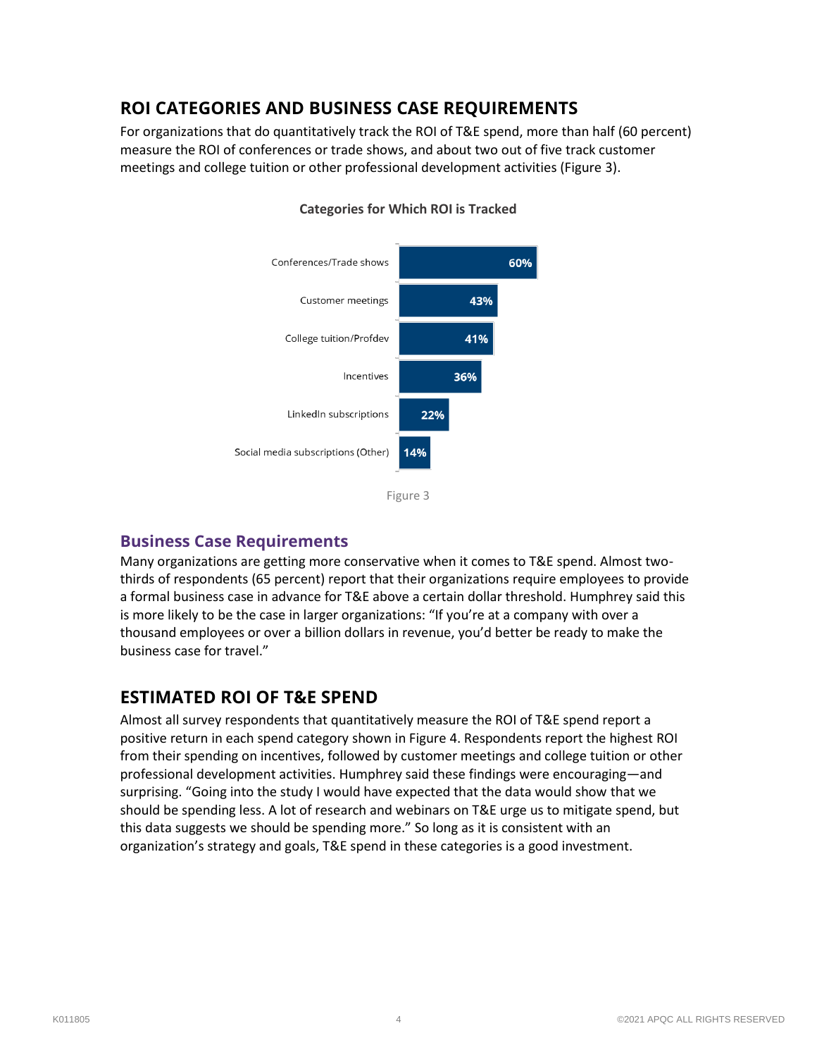## ROI CATEGORIES AND BUSINESS CASE REQUIREMENTS

For organizations that do quantitatively track the ROI of T&E spend, more than half (60 percent) measure the ROI of conferences or trade shows, and about two out of five track customer meetings and college tuition or other professional development activities (Figure 3).

**Categories for Which ROI is Tracked**

| Category | Percent |
|---|---|
| Conferences/Trade shows | 60% |
| Customer meetings | 43% |
| College tuition/Profdev | 41% |
| Incentives | 36% |
| LinkedIn subscriptions | 22% |
| Social media subscriptions (Other) | 14% |

Figure 3

### Business Case Requirements

Many organizations are getting more conservative when it comes to T&E spend. Almost two-thirds of respondents (65 percent) report that their organizations require employees to provide a formal business case in advance for T&E above a certain dollar threshold. Humphrey said this is more likely to be the case in larger organizations: "If you're at a company with over a thousand employees or over a billion dollars in revenue, you'd better be ready to make the business case for travel."

## ESTIMATED ROI OF T&E SPEND

Almost all survey respondents that quantitatively measure the ROI of T&E spend report a positive return in each spend category shown in Figure 4. Respondents report the highest ROI from their spending on incentives, followed by customer meetings and college tuition or other professional development activities. Humphrey said these findings were encouraging—and surprising. "Going into the study I would have expected that the data would show that we should be spending less. A lot of research and webinars on T&E urge us to mitigate spend, but this data suggests we should be spending more." So long as it is consistent with an organization's strategy and goals, T&E spend in these categories is a good investment.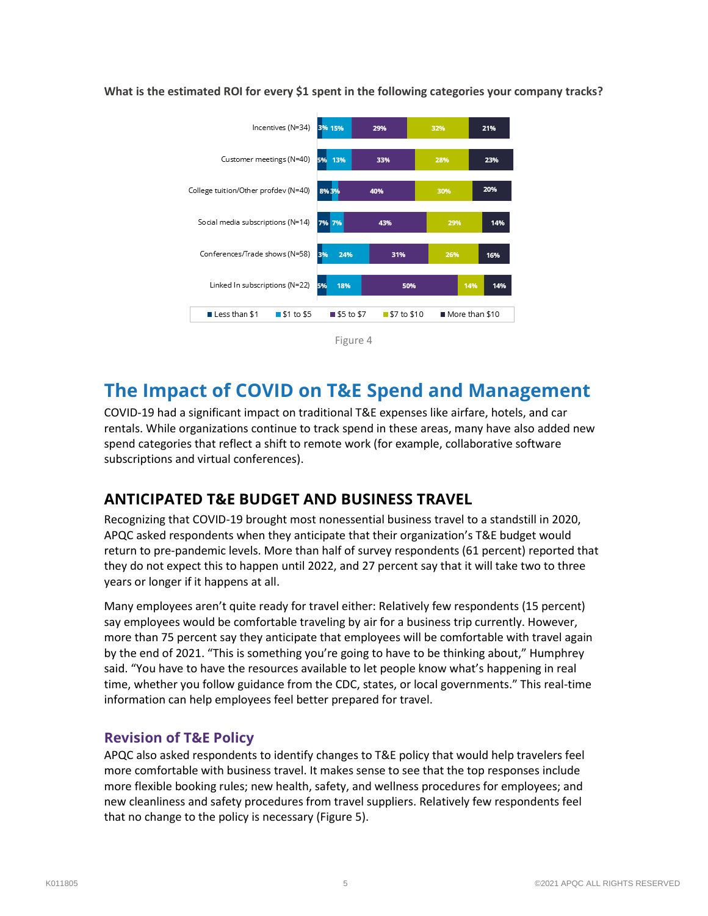**What is the estimated ROI for every $1 spent in the following categories your company tracks?**

| Category | Less than $1 | $1 to $5 | $5 to $7 | $7 to $10 | More than $10 |
|---|---|---|---|---|---|
| Incentives (N=34) | 3% | 15% | 29% | 32% | 21% |
| Customer meetings (N=40) | 5% | 13% | 33% | 28% | 23% |
| College tuition/Other profdev (N=40) | 8% | 3% | 40% | 30% | 20% |
| Social media subscriptions (N=14) | 7% | 7% | 43% | 29% | 14% |
| Conferences/Trade shows (N=58) | 3% | 24% | 31% | 26% | 16% |
| Linked In subscriptions (N=22) | 5% | 18% | 50% | 14% | 14% |

Figure 4

# The Impact of COVID on T&E Spend and Management

COVID-19 had a significant impact on traditional T&E expenses like airfare, hotels, and car rentals. While organizations continue to track spend in these areas, many have also added new spend categories that reflect a shift to remote work (for example, collaborative software subscriptions and virtual conferences).

## ANTICIPATED T&E BUDGET AND BUSINESS TRAVEL

Recognizing that COVID-19 brought most nonessential business travel to a standstill in 2020, APQC asked respondents when they anticipate that their organization's T&E budget would return to pre-pandemic levels. More than half of survey respondents (61 percent) reported that they do not expect this to happen until 2022, and 27 percent say that it will take two to three years or longer if it happens at all.

Many employees aren't quite ready for travel either: Relatively few respondents (15 percent) say employees would be comfortable traveling by air for a business trip currently. However, more than 75 percent say they anticipate that employees will be comfortable with travel again by the end of 2021. "This is something you're going to have to be thinking about," Humphrey said. "You have to have the resources available to let people know what's happening in real time, whether you follow guidance from the CDC, states, or local governments." This real-time information can help employees feel better prepared for travel.

### Revision of T&E Policy

APQC also asked respondents to identify changes to T&E policy that would help travelers feel more comfortable with business travel. It makes sense to see that the top responses include more flexible booking rules; new health, safety, and wellness procedures for employees; and new cleanliness and safety procedures from travel suppliers. Relatively few respondents feel that no change to the policy is necessary (Figure 5).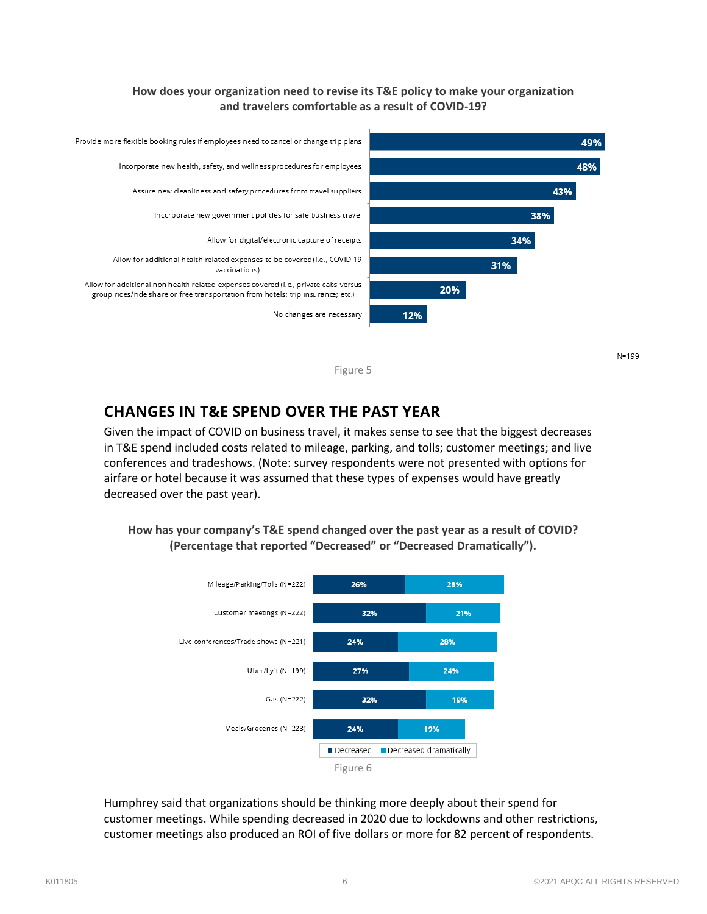**How does your organization need to revise its T&E policy to make your organization and travelers comfortable as a result of COVID-19?**

| Response | Percentage |
|---|---|
| Provide more flexible booking rules if employees need to cancel or change trip plans | 49% |
| Incorporate new health, safety, and wellness procedures for employees | 48% |
| Assure new cleanliness and safety procedures from travel suppliers | 43% |
| Incorporate new government policies for safe business travel | 38% |
| Allow for digital/electronic capture of receipts | 34% |
| Allow for additional health-related expenses to be covered (i.e., COVID-19 vaccinations) | 31% |
| Allow for additional non-health related expenses covered (i.e, private cabs versus group rides/ride share or free transportation from hotels; trip insurance; etc.) | 20% |
| No changes are necessary | 12% |

N=199

Figure 5

## CHANGES IN T&E SPEND OVER THE PAST YEAR

Given the impact of COVID on business travel, it makes sense to see that the biggest decreases in T&E spend included costs related to mileage, parking, and tolls; customer meetings; and live conferences and tradeshows. (Note: survey respondents were not presented with options for airfare or hotel because it was assumed that these types of expenses would have greatly decreased over the past year).

**How has your company's T&E spend changed over the past year as a result of COVID? (Percentage that reported "Decreased" or "Decreased Dramatically").**

| Category | Decreased | Decreased dramatically |
|---|---|---|
| Mileage/Parking/Tolls (N=222) | 26% | 28% |
| Customer meetings (N=222) | 32% | 21% |
| Live conferences/Trade shows (N=221) | 24% | 28% |
| Uber/Lyft (N=199) | 27% | 24% |
| Gas (N=222) | 32% | 19% |
| Meals/Groceries (N=223) | 24% | 19% |

Figure 6

Humphrey said that organizations should be thinking more deeply about their spend for customer meetings. While spending decreased in 2020 due to lockdowns and other restrictions, customer meetings also produced an ROI of five dollars or more for 82 percent of respondents.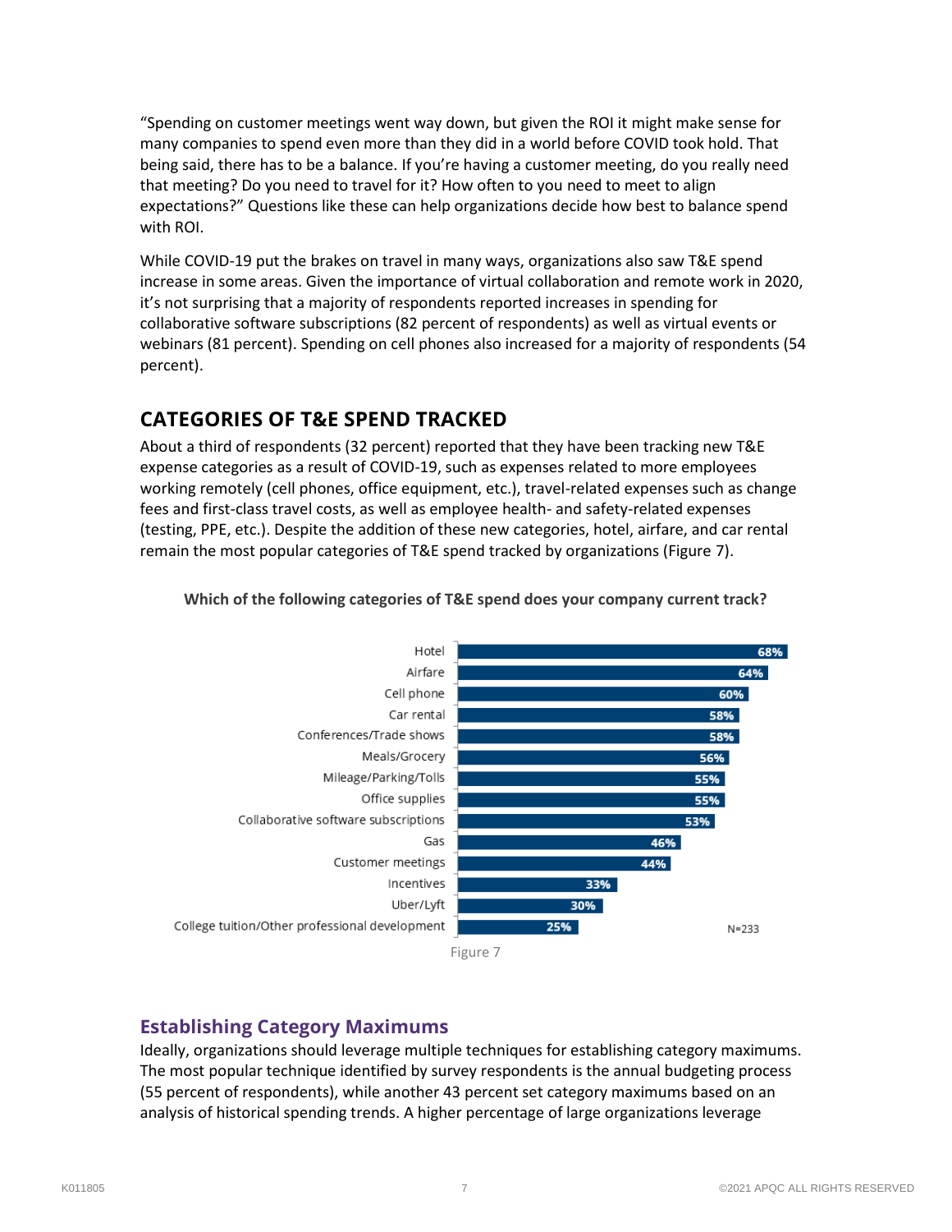"Spending on customer meetings went way down, but given the ROI it might make sense for many companies to spend even more than they did in a world before COVID took hold. That being said, there has to be a balance. If you're having a customer meeting, do you really need that meeting? Do you need to travel for it? How often to you need to meet to align expectations?" Questions like these can help organizations decide how best to balance spend with ROI.

While COVID-19 put the brakes on travel in many ways, organizations also saw T&E spend increase in some areas. Given the importance of virtual collaboration and remote work in 2020, it's not surprising that a majority of respondents reported increases in spending for collaborative software subscriptions (82 percent of respondents) as well as virtual events or webinars (81 percent). Spending on cell phones also increased for a majority of respondents (54 percent).

## CATEGORIES OF T&E SPEND TRACKED

About a third of respondents (32 percent) reported that they have been tracking new T&E expense categories as a result of COVID-19, such as expenses related to more employees working remotely (cell phones, office equipment, etc.), travel-related expenses such as change fees and first-class travel costs, as well as employee health- and safety-related expenses (testing, PPE, etc.). Despite the addition of these new categories, hotel, airfare, and car rental remain the most popular categories of T&E spend tracked by organizations (Figure 7).

**Which of the following categories of T&E spend does your company current track?**

| Category | Percent |
|---|---|
| Hotel | 68% |
| Airfare | 64% |
| Cell phone | 60% |
| Car rental | 58% |
| Conferences/Trade shows | 58% |
| Meals/Grocery | 56% |
| Mileage/Parking/Tolls | 55% |
| Office supplies | 55% |
| Collaborative software subscriptions | 53% |
| Gas | 46% |
| Customer meetings | 44% |
| Incentives | 33% |
| Uber/Lyft | 30% |
| College tuition/Other professional development | 25% |

N=233

Figure 7

### Establishing Category Maximums

Ideally, organizations should leverage multiple techniques for establishing category maximums. The most popular technique identified by survey respondents is the annual budgeting process (55 percent of respondents), while another 43 percent set category maximums based on an analysis of historical spending trends. A higher percentage of large organizations leverage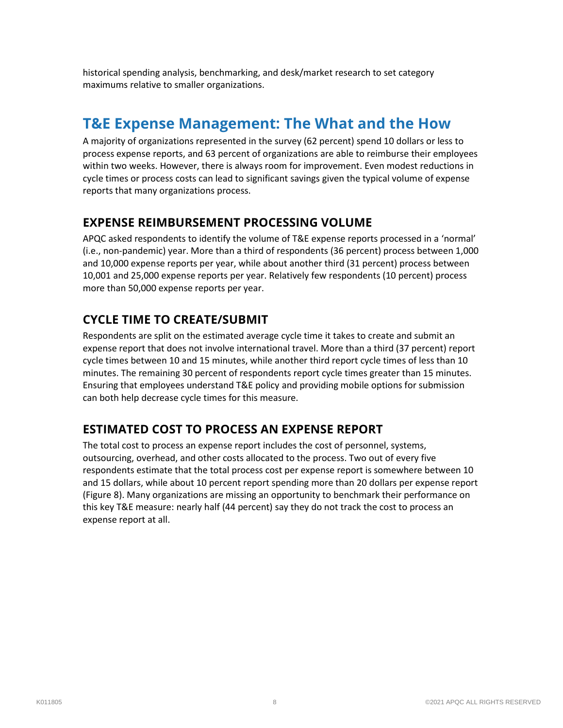historical spending analysis, benchmarking, and desk/market research to set category maximums relative to smaller organizations.

## T&E Expense Management: The What and the How

A majority of organizations represented in the survey (62 percent) spend 10 dollars or less to process expense reports, and 63 percent of organizations are able to reimburse their employees within two weeks. However, there is always room for improvement. Even modest reductions in cycle times or process costs can lead to significant savings given the typical volume of expense reports that many organizations process.

### EXPENSE REIMBURSEMENT PROCESSING VOLUME

APQC asked respondents to identify the volume of T&E expense reports processed in a 'normal' (i.e., non-pandemic) year. More than a third of respondents (36 percent) process between 1,000 and 10,000 expense reports per year, while about another third (31 percent) process between 10,001 and 25,000 expense reports per year. Relatively few respondents (10 percent) process more than 50,000 expense reports per year.

### CYCLE TIME TO CREATE/SUBMIT

Respondents are split on the estimated average cycle time it takes to create and submit an expense report that does not involve international travel. More than a third (37 percent) report cycle times between 10 and 15 minutes, while another third report cycle times of less than 10 minutes. The remaining 30 percent of respondents report cycle times greater than 15 minutes. Ensuring that employees understand T&E policy and providing mobile options for submission can both help decrease cycle times for this measure.

### ESTIMATED COST TO PROCESS AN EXPENSE REPORT

The total cost to process an expense report includes the cost of personnel, systems, outsourcing, overhead, and other costs allocated to the process. Two out of every five respondents estimate that the total process cost per expense report is somewhere between 10 and 15 dollars, while about 10 percent report spending more than 20 dollars per expense report (Figure 8). Many organizations are missing an opportunity to benchmark their performance on this key T&E measure: nearly half (44 percent) say they do not track the cost to process an expense report at all.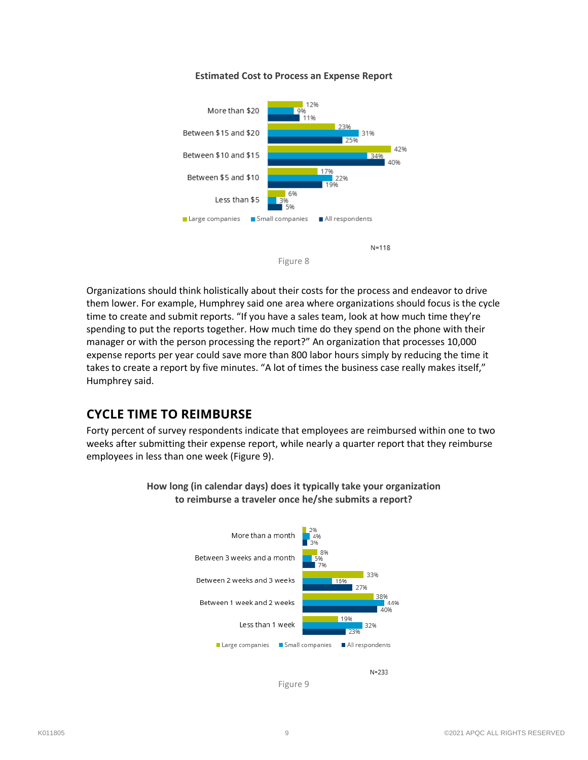**Estimated Cost to Process an Expense Report**

| | Large companies | Small companies | All respondents |
|---|---|---|---|
| More than $20 | 12% | 9% | 11% |
| Between $15 and $20 | 23% | 31% | 25% |
| Between $10 and $15 | 42% | 34% | 40% |
| Between $5 and $10 | 17% | 22% | 19% |
| Less than $5 | 6% | 3% | 5% |

N=118

Figure 8

Organizations should think holistically about their costs for the process and endeavor to drive them lower. For example, Humphrey said one area where organizations should focus is the cycle time to create and submit reports. "If you have a sales team, look at how much time they're spending to put the reports together. How much time do they spend on the phone with their manager or with the person processing the report?" An organization that processes 10,000 expense reports per year could save more than 800 labor hours simply by reducing the time it takes to create a report by five minutes. "A lot of times the business case really makes itself," Humphrey said.

## CYCLE TIME TO REIMBURSE

Forty percent of survey respondents indicate that employees are reimbursed within one to two weeks after submitting their expense report, while nearly a quarter report that they reimburse employees in less than one week (Figure 9).

**How long (in calendar days) does it typically take your organization to reimburse a traveler once he/she submits a report?**

| | Large companies | Small companies | All respondents |
|---|---|---|---|
| More than a month | 2% | 4% | 3% |
| Between 3 weeks and a month | 8% | 5% | 7% |
| Between 2 weeks and 3 weeks | 33% | 15% | 27% |
| Between 1 week and 2 weeks | 38% | 44% | 40% |
| Less than 1 week | 19% | 32% | 23% |

N=233

Figure 9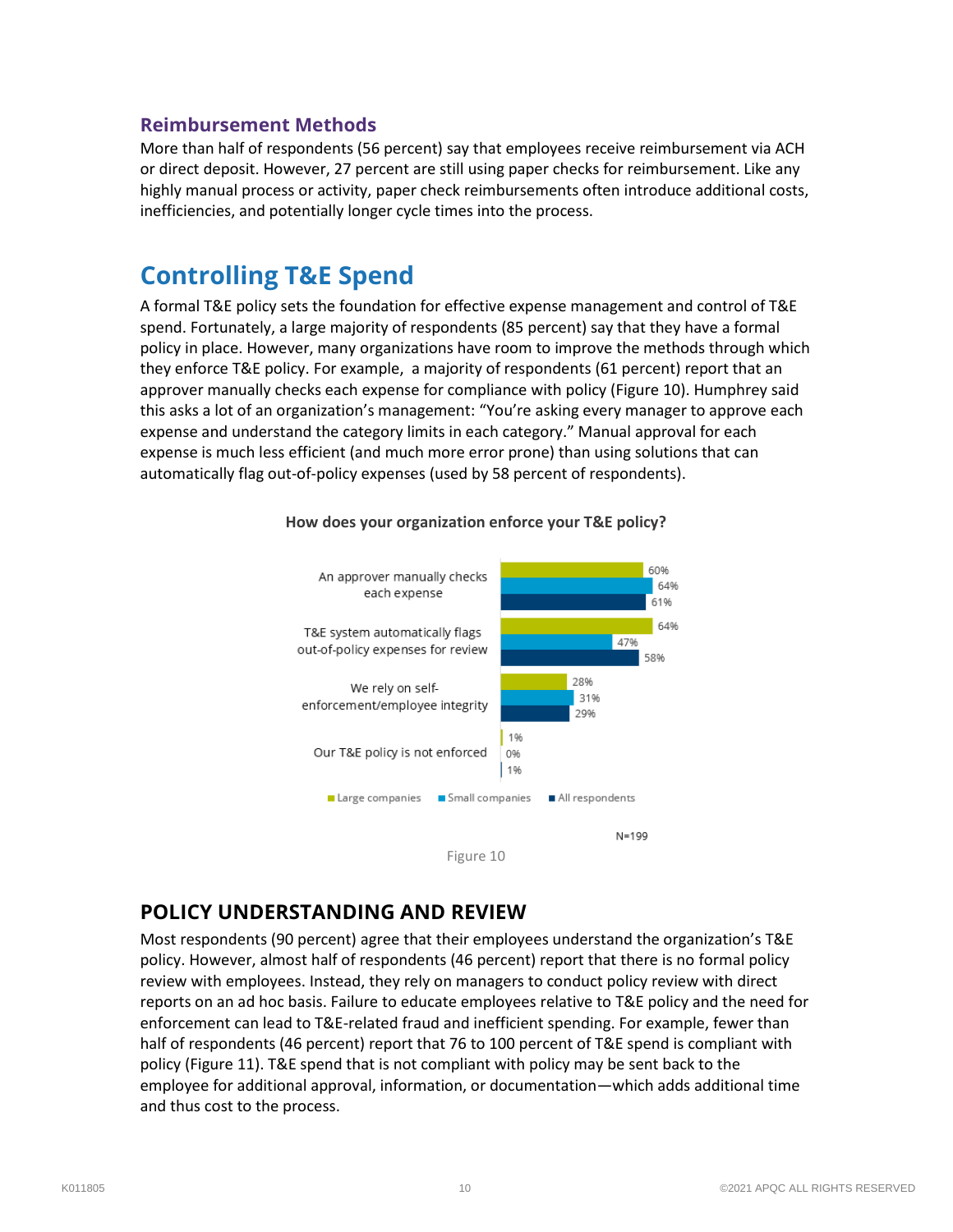### Reimbursement Methods

More than half of respondents (56 percent) say that employees receive reimbursement via ACH or direct deposit. However, 27 percent are still using paper checks for reimbursement. Like any highly manual process or activity, paper check reimbursements often introduce additional costs, inefficiencies, and potentially longer cycle times into the process.

## Controlling T&E Spend

A formal T&E policy sets the foundation for effective expense management and control of T&E spend. Fortunately, a large majority of respondents (85 percent) say that they have a formal policy in place. However, many organizations have room to improve the methods through which they enforce T&E policy. For example, a majority of respondents (61 percent) report that an approver manually checks each expense for compliance with policy (Figure 10). Humphrey said this asks a lot of an organization's management: "You're asking every manager to approve each expense and understand the category limits in each category." Manual approval for each expense is much less efficient (and much more error prone) than using solutions that can automatically flag out-of-policy expenses (used by 58 percent of respondents).

**How does your organization enforce your T&E policy?**

| | Large companies | Small companies | All respondents |
|---|---|---|---|
| An approver manually checks each expense | 60% | 64% | 61% |
| T&E system automatically flags out-of-policy expenses for review | 64% | 47% | 58% |
| We rely on self-enforcement/employee integrity | 28% | 31% | 29% |
| Our T&E policy is not enforced | 1% | 0% | 1% |

N=199

Figure 10

### POLICY UNDERSTANDING AND REVIEW

Most respondents (90 percent) agree that their employees understand the organization's T&E policy. However, almost half of respondents (46 percent) report that there is no formal policy review with employees. Instead, they rely on managers to conduct policy review with direct reports on an ad hoc basis. Failure to educate employees relative to T&E policy and the need for enforcement can lead to T&E-related fraud and inefficient spending. For example, fewer than half of respondents (46 percent) report that 76 to 100 percent of T&E spend is compliant with policy (Figure 11). T&E spend that is not compliant with policy may be sent back to the employee for additional approval, information, or documentation—which adds additional time and thus cost to the process.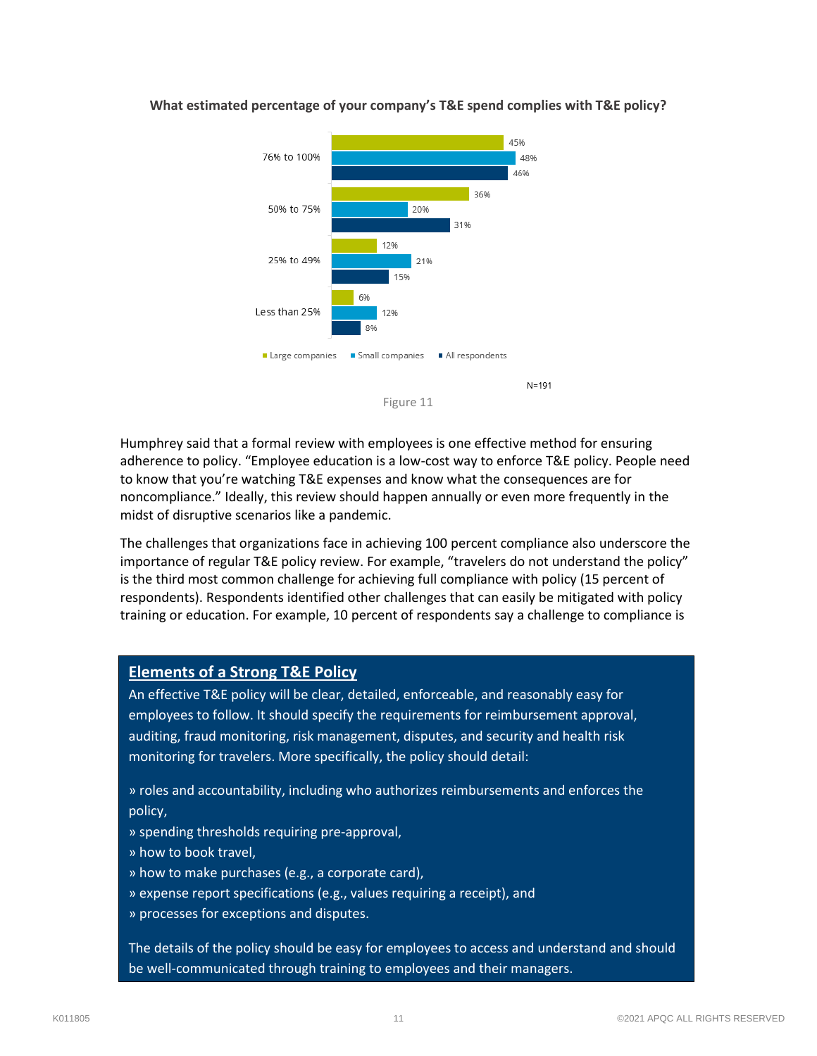**What estimated percentage of your company's T&E spend complies with T&E policy?**

| | Large companies | Small companies | All respondents |
|---|---|---|---|
| 76% to 100% | 45% | 48% | 46% |
| 50% to 75% | 36% | 20% | 31% |
| 25% to 49% | 12% | 21% | 15% |
| Less than 25% | 6% | 12% | 8% |

N=191

Figure 11

Humphrey said that a formal review with employees is one effective method for ensuring adherence to policy. "Employee education is a low-cost way to enforce T&E policy. People need to know that you're watching T&E expenses and know what the consequences are for noncompliance." Ideally, this review should happen annually or even more frequently in the midst of disruptive scenarios like a pandemic.

The challenges that organizations face in achieving 100 percent compliance also underscore the importance of regular T&E policy review. For example, "travelers do not understand the policy" is the third most common challenge for achieving full compliance with policy (15 percent of respondents). Respondents identified other challenges that can easily be mitigated with policy training or education. For example, 10 percent of respondents say a challenge to compliance is

## Elements of a Strong T&E Policy

An effective T&E policy will be clear, detailed, enforceable, and reasonably easy for employees to follow. It should specify the requirements for reimbursement approval, auditing, fraud monitoring, risk management, disputes, and security and health risk monitoring for travelers. More specifically, the policy should detail:

» roles and accountability, including who authorizes reimbursements and enforces the policy,
» spending thresholds requiring pre-approval,
» how to book travel,
» how to make purchases (e.g., a corporate card),
» expense report specifications (e.g., values requiring a receipt), and
» processes for exceptions and disputes.

The details of the policy should be easy for employees to access and understand and should be well-communicated through training to employees and their managers.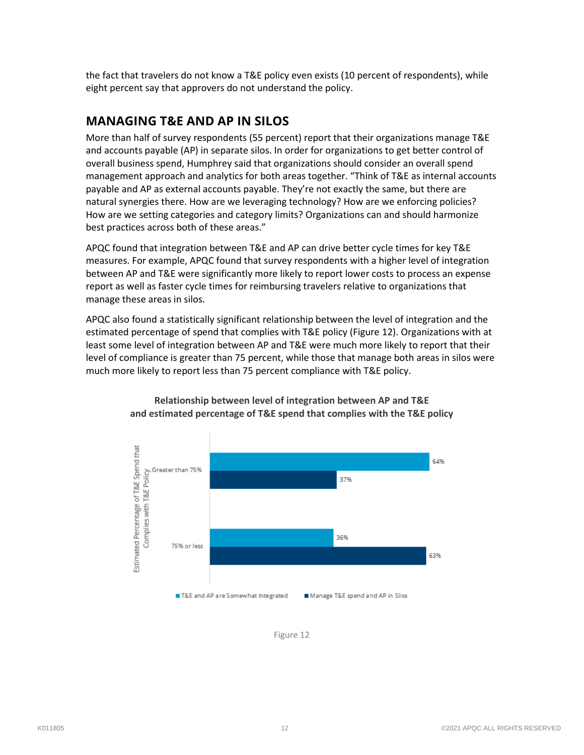the fact that travelers do not know a T&E policy even exists (10 percent of respondents), while eight percent say that approvers do not understand the policy.

## MANAGING T&E AND AP IN SILOS

More than half of survey respondents (55 percent) report that their organizations manage T&E and accounts payable (AP) in separate silos. In order for organizations to get better control of overall business spend, Humphrey said that organizations should consider an overall spend management approach and analytics for both areas together. "Think of T&E as internal accounts payable and AP as external accounts payable. They're not exactly the same, but there are natural synergies there. How are we leveraging technology? How are we enforcing policies? How are we setting categories and category limits? Organizations can and should harmonize best practices across both of these areas."

APQC found that integration between T&E and AP can drive better cycle times for key T&E measures. For example, APQC found that survey respondents with a higher level of integration between AP and T&E were significantly more likely to report lower costs to process an expense report as well as faster cycle times for reimbursing travelers relative to organizations that manage these areas in silos.

APQC also found a statistically significant relationship between the level of integration and the estimated percentage of spend that complies with T&E policy (Figure 12). Organizations with at least some level of integration between AP and T&E were much more likely to report that their level of compliance is greater than 75 percent, while those that manage both areas in silos were much more likely to report less than 75 percent compliance with T&E policy.

**Relationship between level of integration between AP and T&E and estimated percentage of T&E spend that complies with the T&E policy**

| Estimated Percentage of T&E Spend that Complies with T&E Policy | T&E and AP are Somewhat Integrated | Manage T&E spend and AP in Silos |
|---|---|---|
| Greater than 75% | 64% | 37% |
| 75% or less | 36% | 63% |

Figure 12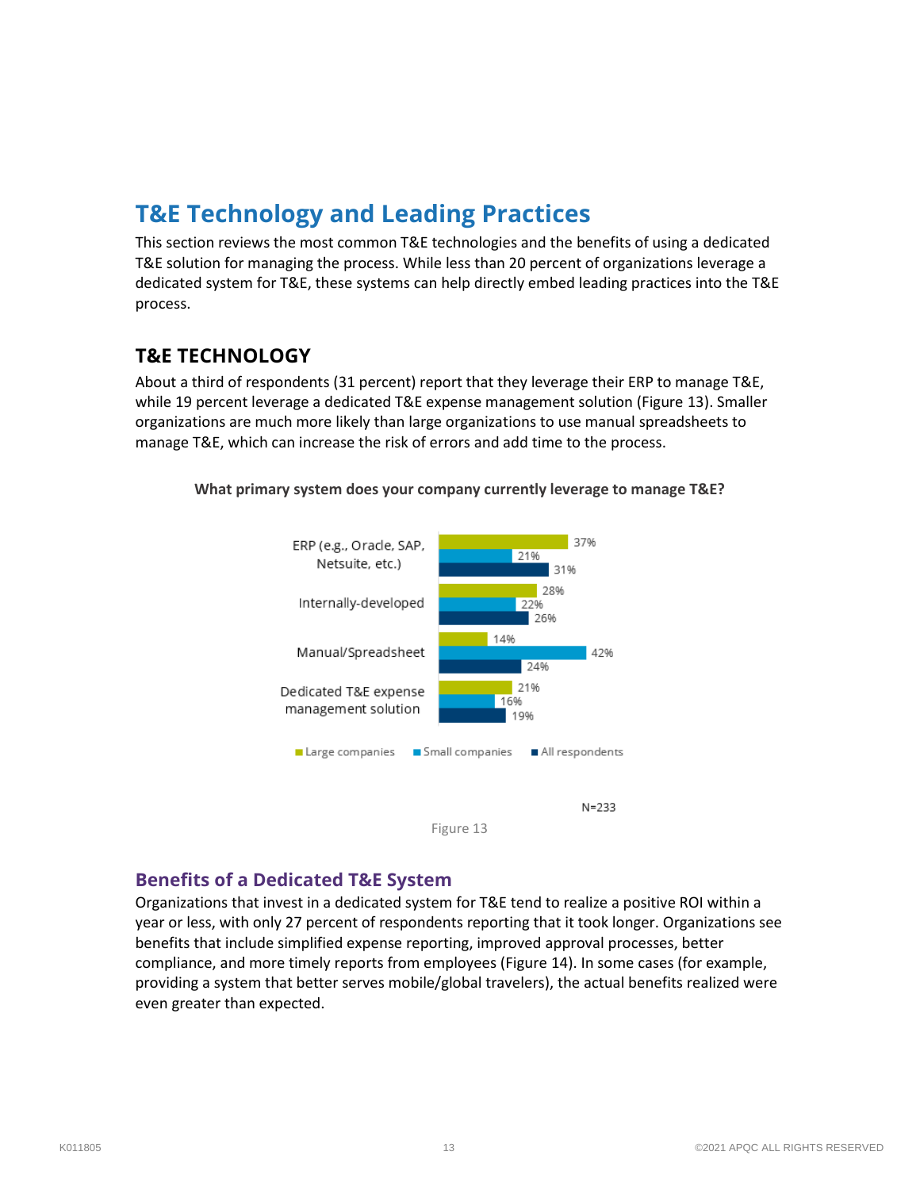# T&E Technology and Leading Practices

This section reviews the most common T&E technologies and the benefits of using a dedicated T&E solution for managing the process. While less than 20 percent of organizations leverage a dedicated system for T&E, these systems can help directly embed leading practices into the T&E process.

## T&E TECHNOLOGY

About a third of respondents (31 percent) report that they leverage their ERP to manage T&E, while 19 percent leverage a dedicated T&E expense management solution (Figure 13). Smaller organizations are much more likely than large organizations to use manual spreadsheets to manage T&E, which can increase the risk of errors and add time to the process.

**What primary system does your company currently leverage to manage T&E?**

| | Large companies | Small companies | All respondents |
|---|---|---|---|
| ERP (e.g., Oracle, SAP, Netsuite, etc.) | 37% | 21% | 31% |
| Internally-developed | 28% | 22% | 26% |
| Manual/Spreadsheet | 14% | 42% | 24% |
| Dedicated T&E expense management solution | 21% | 16% | 19% |

N=233

Figure 13

### Benefits of a Dedicated T&E System

Organizations that invest in a dedicated system for T&E tend to realize a positive ROI within a year or less, with only 27 percent of respondents reporting that it took longer. Organizations see benefits that include simplified expense reporting, improved approval processes, better compliance, and more timely reports from employees (Figure 14). In some cases (for example, providing a system that better serves mobile/global travelers), the actual benefits realized were even greater than expected.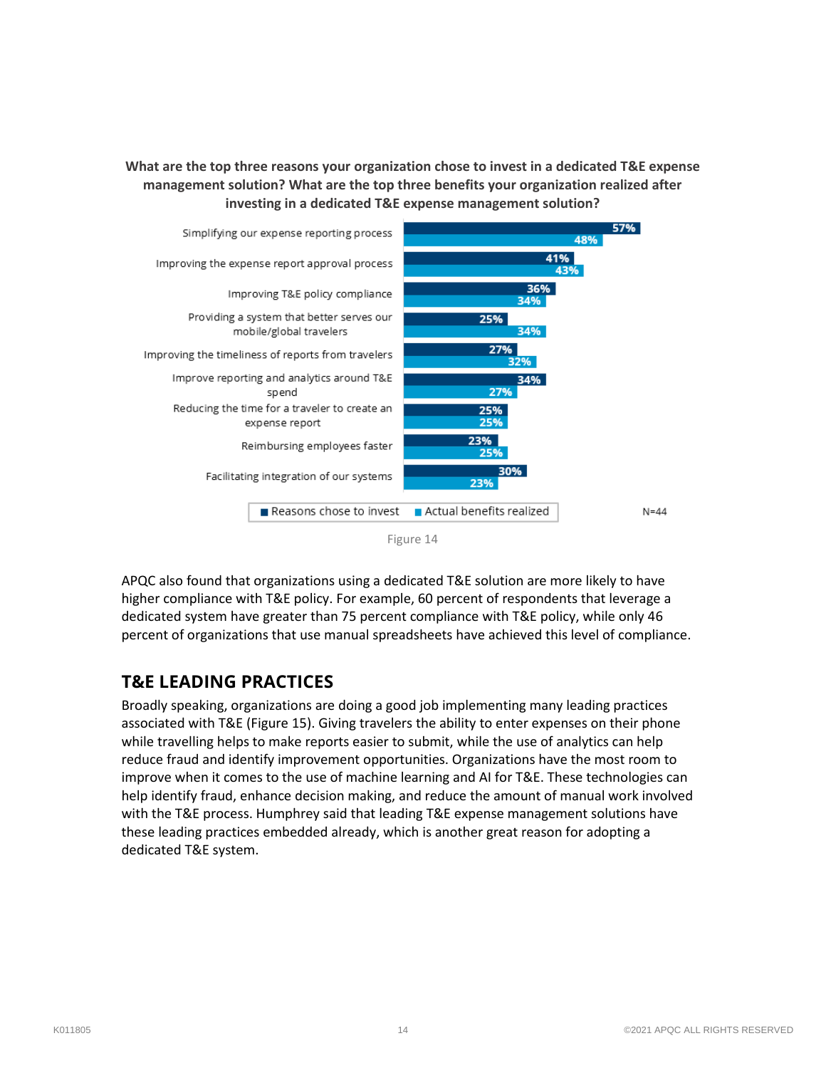**What are the top three reasons your organization chose to invest in a dedicated T&E expense management solution? What are the top three benefits your organization realized after investing in a dedicated T&E expense management solution?**

| | Reasons chose to invest | Actual benefits realized |
|---|---|---|
| Simplifying our expense reporting process | 57% | 48% |
| Improving the expense report approval process | 41% | 43% |
| Improving T&E policy compliance | 36% | 34% |
| Providing a system that better serves our mobile/global travelers | 25% | 34% |
| Improving the timeliness of reports from travelers | 27% | 32% |
| Improve reporting and analytics around T&E spend | 34% | 27% |
| Reducing the time for a traveler to create an expense report | 25% | 25% |
| Reimbursing employees faster | 23% | 25% |
| Facilitating integration of our systems | 30% | 23% |

N=44

Figure 14

APQC also found that organizations using a dedicated T&E solution are more likely to have higher compliance with T&E policy. For example, 60 percent of respondents that leverage a dedicated system have greater than 75 percent compliance with T&E policy, while only 46 percent of organizations that use manual spreadsheets have achieved this level of compliance.

## T&E LEADING PRACTICES

Broadly speaking, organizations are doing a good job implementing many leading practices associated with T&E (Figure 15). Giving travelers the ability to enter expenses on their phone while travelling helps to make reports easier to submit, while the use of analytics can help reduce fraud and identify improvement opportunities. Organizations have the most room to improve when it comes to the use of machine learning and AI for T&E. These technologies can help identify fraud, enhance decision making, and reduce the amount of manual work involved with the T&E process. Humphrey said that leading T&E expense management solutions have these leading practices embedded already, which is another great reason for adopting a dedicated T&E system.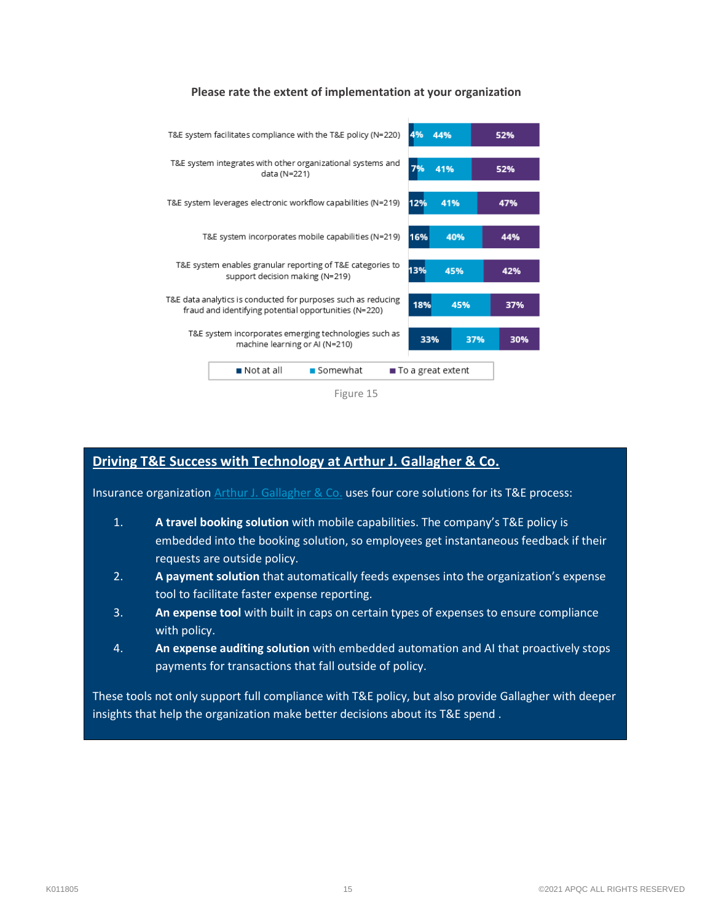**Please rate the extent of implementation at your organization**

| | Not at all | Somewhat | To a great extent |
|---|---|---|---|
| T&E system facilitates compliance with the T&E policy (N=220) | 4% | 44% | 52% |
| T&E system integrates with other organizational systems and data (N=221) | 7% | 41% | 52% |
| T&E system leverages electronic workflow capabilities (N=219) | 12% | 41% | 47% |
| T&E system incorporates mobile capabilities (N=219) | 16% | 40% | 44% |
| T&E system enables granular reporting of T&E categories to support decision making (N=219) | 13% | 45% | 42% |
| T&E data analytics is conducted for purposes such as reducing fraud and identifying potential opportunities (N=220) | 18% | 45% | 37% |
| T&E system incorporates emerging technologies such as machine learning or AI (N=210) | 33% | 37% | 30% |

Figure 15

## Driving T&E Success with Technology at Arthur J. Gallagher & Co.

Insurance organization Arthur J. Gallagher & Co. uses four core solutions for its T&E process:

1. **A travel booking solution** with mobile capabilities. The company's T&E policy is embedded into the booking solution, so employees get instantaneous feedback if their requests are outside policy.
2. **A payment solution** that automatically feeds expenses into the organization's expense tool to facilitate faster expense reporting.
3. **An expense tool** with built in caps on certain types of expenses to ensure compliance with policy.
4. **An expense auditing solution** with embedded automation and AI that proactively stops payments for transactions that fall outside of policy.

These tools not only support full compliance with T&E policy, but also provide Gallagher with deeper insights that help the organization make better decisions about its T&E spend .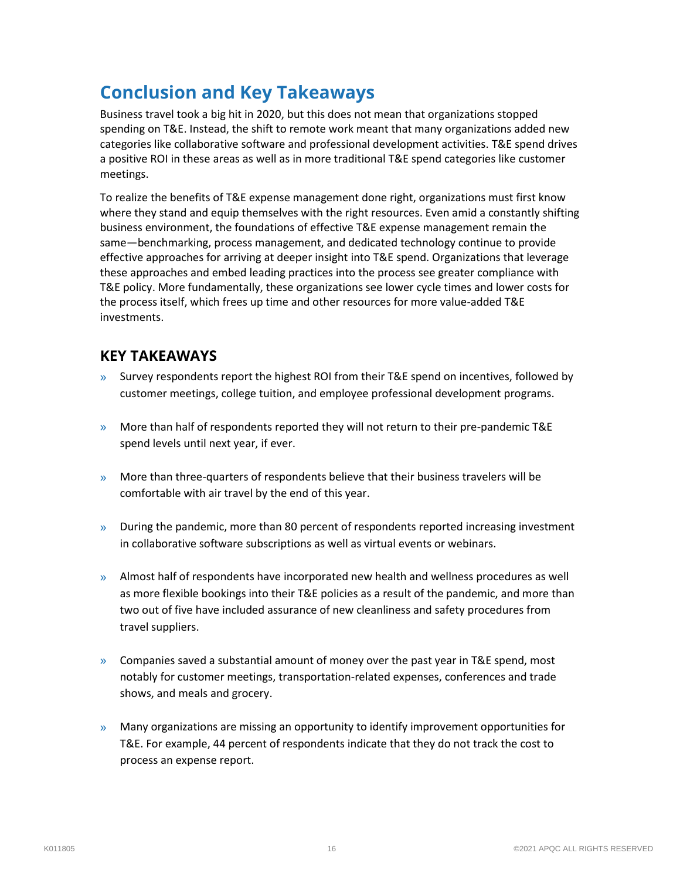# Conclusion and Key Takeaways

Business travel took a big hit in 2020, but this does not mean that organizations stopped spending on T&E. Instead, the shift to remote work meant that many organizations added new categories like collaborative software and professional development activities. T&E spend drives a positive ROI in these areas as well as in more traditional T&E spend categories like customer meetings.

To realize the benefits of T&E expense management done right, organizations must first know where they stand and equip themselves with the right resources. Even amid a constantly shifting business environment, the foundations of effective T&E expense management remain the same—benchmarking, process management, and dedicated technology continue to provide effective approaches for arriving at deeper insight into T&E spend. Organizations that leverage these approaches and embed leading practices into the process see greater compliance with T&E policy. More fundamentally, these organizations see lower cycle times and lower costs for the process itself, which frees up time and other resources for more value-added T&E investments.

## KEY TAKEAWAYS

- Survey respondents report the highest ROI from their T&E spend on incentives, followed by customer meetings, college tuition, and employee professional development programs.
- More than half of respondents reported they will not return to their pre-pandemic T&E spend levels until next year, if ever.
- More than three-quarters of respondents believe that their business travelers will be comfortable with air travel by the end of this year.
- During the pandemic, more than 80 percent of respondents reported increasing investment in collaborative software subscriptions as well as virtual events or webinars.
- Almost half of respondents have incorporated new health and wellness procedures as well as more flexible bookings into their T&E policies as a result of the pandemic, and more than two out of five have included assurance of new cleanliness and safety procedures from travel suppliers.
- Companies saved a substantial amount of money over the past year in T&E spend, most notably for customer meetings, transportation-related expenses, conferences and trade shows, and meals and grocery.
- Many organizations are missing an opportunity to identify improvement opportunities for T&E. For example, 44 percent of respondents indicate that they do not track the cost to process an expense report.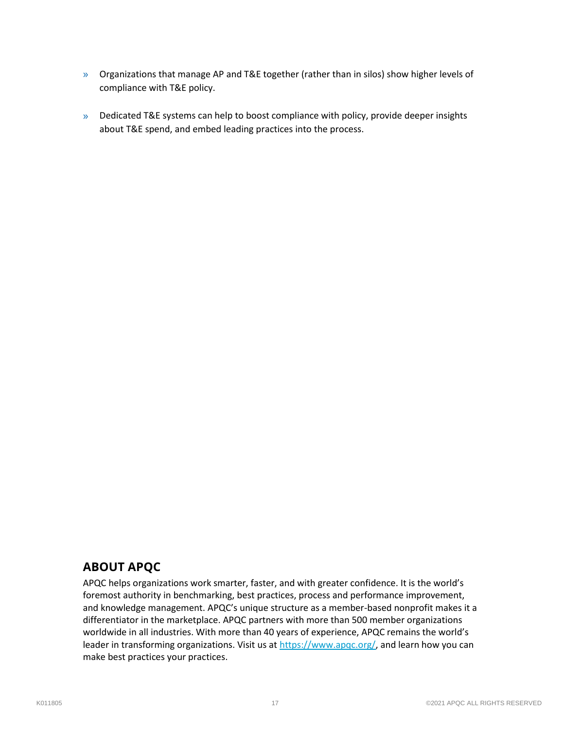- Organizations that manage AP and T&E together (rather than in silos) show higher levels of compliance with T&E policy.
- Dedicated T&E systems can help to boost compliance with policy, provide deeper insights about T&E spend, and embed leading practices into the process.

## ABOUT APQC

APQC helps organizations work smarter, faster, and with greater confidence. It is the world's foremost authority in benchmarking, best practices, process and performance improvement, and knowledge management. APQC's unique structure as a member-based nonprofit makes it a differentiator in the marketplace. APQC partners with more than 500 member organizations worldwide in all industries. With more than 40 years of experience, APQC remains the world's leader in transforming organizations. Visit us at [https://www.apqc.org/](https://www.apqc.org/), and learn how you can make best practices your practices.